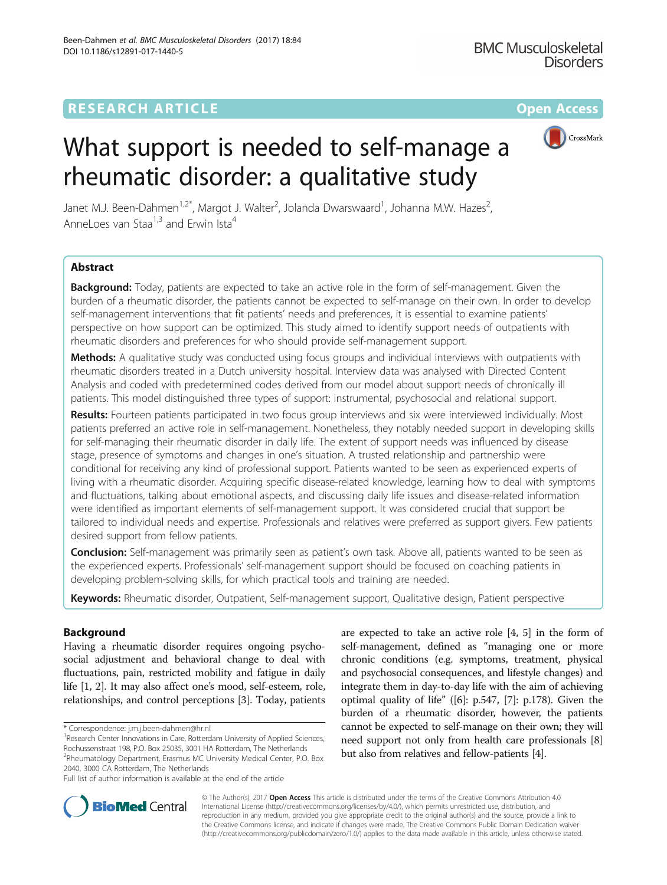RESEARCH ARTICLE

Open Access

# What support is needed to self-manage a rheumatic disorder: a qualitative study

Janet MJ. Been-Dahmen[1,2*], Margot J. Walter[2], Jolanda Dwarswaard[1], Johanna M.W. Hazes[2], AnneLoes van Staa[1,3] and Erwin Ista[4]

## Abstract

**Background:** Today, patients are expected to take an active role in the form of self-management. Given the burden of a rheumatic disorder, the patients cannot be expected to self-manage on their own. In order to develop self-management interventions that fit patients' needs and preferences, it is essential to examine patients' perspective on how support can be optimized. This study aimed to identify support needs of outpatients with rheumatic disorders and preferences for who should provide self-management support.

**Methods:** A qualitative study was conducted using focus groups and individual interviews with outpatients with rheumatic disorders treated in a Dutch university hospital. Interview data was analysed with Directed Content Analysis and coded with predetermined codes derived from our model about support needs of chronically ill patients. This model distinguished three types of support: instrumental, psychosocial and relational support.

**Results:** Fourteen patients participated in two focus group interviews and six were interviewed individually. Most patients preferred an active role in self-management. Nonetheless, they notably needed support in developing skills for self-managing their rheumatic disorder in daily life. The extent of support needs was influenced by disease stage, presence of symptoms and changes in one's situation. A trusted relationship and partnership were conditional for receiving any kind of professional support. Patients wanted to be seen as experienced experts of living with a rheumatic disorder. Acquiring specific disease-related knowledge, learning how to deal with symptoms and fluctuations, talking about emotional aspects, and discussing daily life issues and disease-related information were identified as important elements of self-management support. It was considered crucial that support be tailored to individual needs and expertise. Professionals and relatives were preferred as support givers. Few patients desired support from fellow patients.

**Conclusion:** Self-management was primarily seen as patient's own task. Above all, patients wanted to be seen as the experienced experts. Professionals' self-management support should be focused on coaching patients in developing problem-solving skills, for which practical tools and training are needed.

**Keywords:** Rheumatic disorder, Outpatient, Self-management support, Qualitative design, Patient perspective

## Background

Having a rheumatic disorder requires ongoing psychosocial adjustment and behavioral change to deal with fluctuations, pain, restricted mobility and fatigue in daily life [1, 2]. It may also affect one's mood, self-esteem, role, relationships, and control perceptions [3]. Today, patients are expected to take an active role [4, 5] in the form of self-management, defined as "managing one or more chronic conditions (e.g. symptoms, treatment, physical and psychosocial consequences, and lifestyle changes) and integrate them in day-to-day life with the aim of achieving optimal quality of life" ([6]: p.547, [7]: p.178). Given the burden of a rheumatic disorder, however, the patients cannot be expected to self-manage on their own; they will need support not only from health care professionals [8] but also from relatives and fellow-patients [4].

* Correspondence: j.m.j.been-dahmen@hr.nl
[1]Research Center Innovations in Care, Rotterdam University of Applied Sciences, Rochussenstraat 198, P.O. Box 25035, 3001 HA Rotterdam, The Netherlands
[2]Rheumatology Department, Erasmus MC University Medical Center, P.O. Box 2040, 3000 CA Rotterdam, The Netherlands
Full list of author information is available at the end of the article

© The Author(s). 2017 **Open Access** This article is distributed under the terms of the Creative Commons Attribution 4.0 International License (http://creativecommons.org/licenses/by/4.0/), which permits unrestricted use, distribution, and reproduction in any medium, provided you give appropriate credit to the original author(s) and the source, provide a link to the Creative Commons license, and indicate if changes were made. The Creative Commons Public Domain Dedication waiver (http://creativecommons.org/publicdomain/zero/1.0/) applies to the data made available in this article, unless otherwise stated.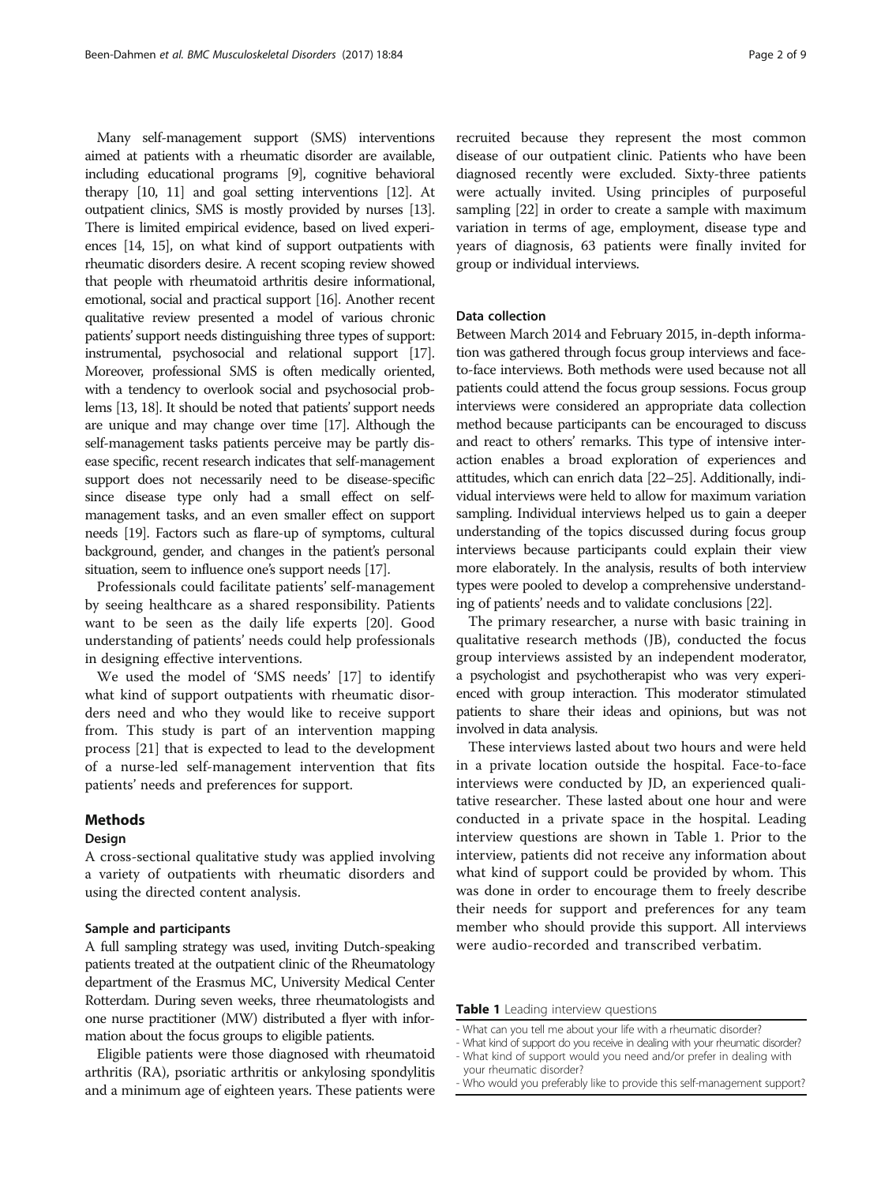Many self-management support (SMS) interventions aimed at patients with a rheumatic disorder are available, including educational programs [9], cognitive behavioral therapy [10, 11] and goal setting interventions [12]. At outpatient clinics, SMS is mostly provided by nurses [13]. There is limited empirical evidence, based on lived experiences [14, 15], on what kind of support outpatients with rheumatic disorders desire. A recent scoping review showed that people with rheumatoid arthritis desire informational, emotional, social and practical support [16]. Another recent qualitative review presented a model of various chronic patients' support needs distinguishing three types of support: instrumental, psychosocial and relational support [17]. Moreover, professional SMS is often medically oriented, with a tendency to overlook social and psychosocial problems [13, 18]. It should be noted that patients' support needs are unique and may change over time [17]. Although the self-management tasks patients perceive may be partly disease specific, recent research indicates that self-management support does not necessarily need to be disease-specific since disease type only had a small effect on self-management tasks, and an even smaller effect on support needs [19]. Factors such as flare-up of symptoms, cultural background, gender, and changes in the patient's personal situation, seem to influence one's support needs [17].

Professionals could facilitate patients' self-management by seeing healthcare as a shared responsibility. Patients want to be seen as the daily life experts [20]. Good understanding of patients' needs could help professionals in designing effective interventions.

We used the model of 'SMS needs' [17] to identify what kind of support outpatients with rheumatic disorders need and who they would like to receive support from. This study is part of an intervention mapping process [21] that is expected to lead to the development of a nurse-led self-management intervention that fits patients' needs and preferences for support.

## Methods

### Design

A cross-sectional qualitative study was applied involving a variety of outpatients with rheumatic disorders and using the directed content analysis.

### Sample and participants

A full sampling strategy was used, inviting Dutch-speaking patients treated at the outpatient clinic of the Rheumatology department of the Erasmus MC, University Medical Center Rotterdam. During seven weeks, three rheumatologists and one nurse practitioner (MW) distributed a flyer with information about the focus groups to eligible patients.

Eligible patients were those diagnosed with rheumatoid arthritis (RA), psoriatic arthritis or ankylosing spondylitis and a minimum age of eighteen years. These patients were recruited because they represent the most common disease of our outpatient clinic. Patients who have been diagnosed recently were excluded. Sixty-three patients were actually invited. Using principles of purposeful sampling [22] in order to create a sample with maximum variation in terms of age, employment, disease type and years of diagnosis, 63 patients were finally invited for group or individual interviews.

### Data collection

Between March 2014 and February 2015, in-depth information was gathered through focus group interviews and face-to-face interviews. Both methods were used because not all patients could attend the focus group sessions. Focus group interviews were considered an appropriate data collection method because participants can be encouraged to discuss and react to others' remarks. This type of intensive interaction enables a broad exploration of experiences and attitudes, which can enrich data [22–25]. Additionally, individual interviews were held to allow for maximum variation sampling. Individual interviews helped us to gain a deeper understanding of the topics discussed during focus group interviews because participants could explain their view more elaborately. In the analysis, results of both interview types were pooled to develop a comprehensive understanding of patients' needs and to validate conclusions [22].

The primary researcher, a nurse with basic training in qualitative research methods (JB), conducted the focus group interviews assisted by an independent moderator, a psychologist and psychotherapist who was very experienced with group interaction. This moderator stimulated patients to share their ideas and opinions, but was not involved in data analysis.

These interviews lasted about two hours and were held in a private location outside the hospital. Face-to-face interviews were conducted by JD, an experienced qualitative researcher. These lasted about one hour and were conducted in a private space in the hospital. Leading interview questions are shown in Table 1. Prior to the interview, patients did not receive any information about what kind of support could be provided by whom. This was done in order to encourage them to freely describe their needs for support and preferences for any team member who should provide this support. All interviews were audio-recorded and transcribed verbatim.

**Table 1** Leading interview questions

- What can you tell me about your life with a rheumatic disorder?
- What kind of support do you receive in dealing with your rheumatic disorder?
- What kind of support would you need and/or prefer in dealing with your rheumatic disorder?
- Who would you preferably like to provide this self-management support?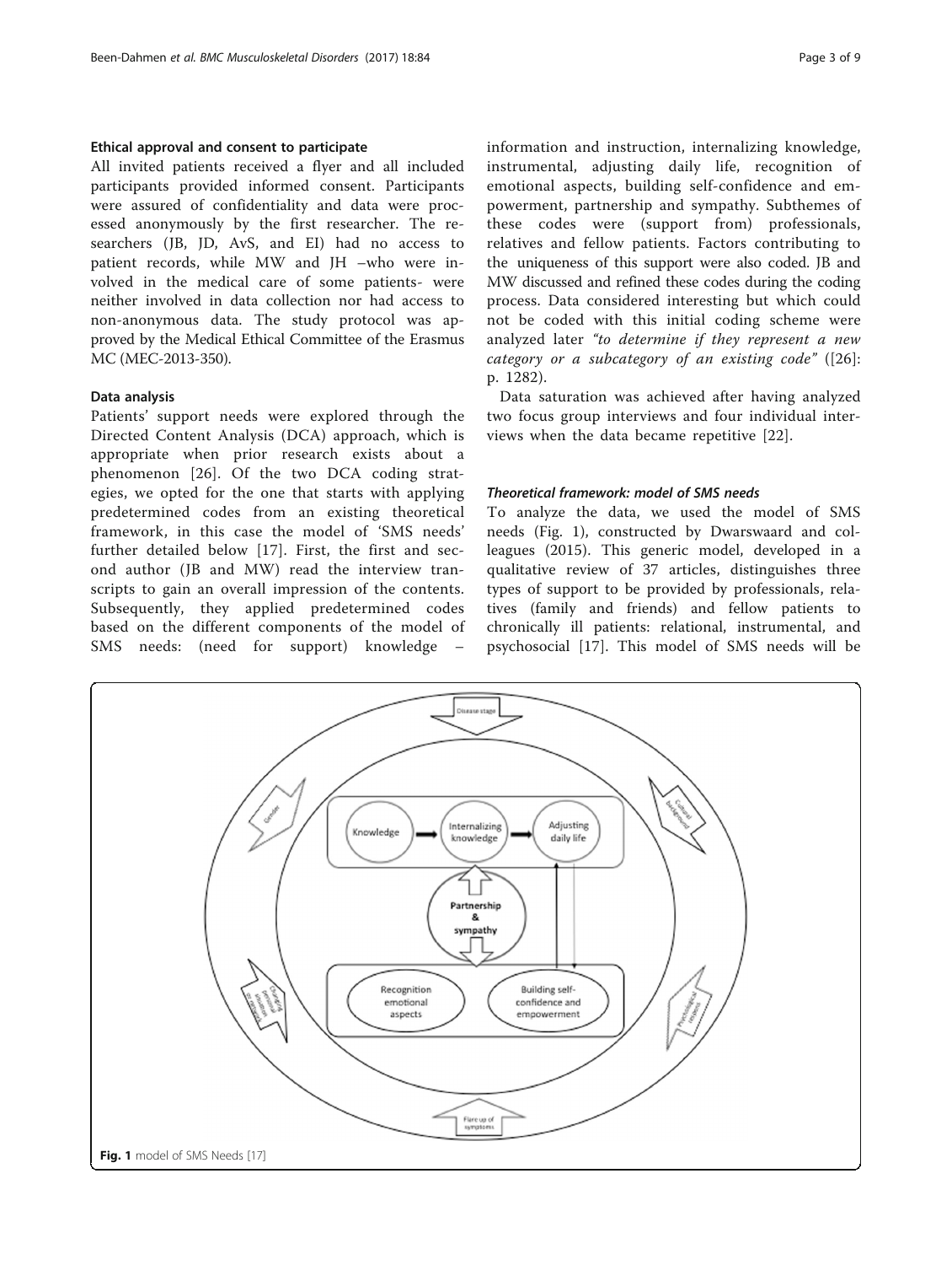### Ethical approval and consent to participate

All invited patients received a flyer and all included participants provided informed consent. Participants were assured of confidentiality and data were processed anonymously by the first researcher. The researchers (JB, JD, AvS, and EI) had no access to patient records, while MW and JH –who were involved in the medical care of some patients- were neither involved in data collection nor had access to non-anonymous data. The study protocol was approved by the Medical Ethical Committee of the Erasmus MC (MEC-2013-350).

### Data analysis

Patients' support needs were explored through the Directed Content Analysis (DCA) approach, which is appropriate when prior research exists about a phenomenon [26]. Of the two DCA coding strategies, we opted for the one that starts with applying predetermined codes from an existing theoretical framework, in this case the model of 'SMS needs' further detailed below [17]. First, the first and second author (JB and MW) read the interview transcripts to gain an overall impression of the contents. Subsequently, they applied predetermined codes based on the different components of the model of SMS needs: (need for support) knowledge – information and instruction, internalizing knowledge, instrumental, adjusting daily life, recognition of emotional aspects, building self-confidence and empowerment, partnership and sympathy. Subthemes of these codes were (support from) professionals, relatives and fellow patients. Factors contributing to the uniqueness of this support were also coded. JB and MW discussed and refined these codes during the coding process. Data considered interesting but which could not be coded with this initial coding scheme were analyzed later *"to determine if they represent a new category or a subcategory of an existing code"* ([26]: p. 1282).

Data saturation was achieved after having analyzed two focus group interviews and four individual interviews when the data became repetitive [22].

#### *Theoretical framework: model of SMS needs*

To analyze the data, we used the model of SMS needs (Fig. 1), constructed by Dwarswaard and colleagues (2015). This generic model, developed in a qualitative review of 37 articles, distinguishes three types of support to be provided by professionals, relatives (family and friends) and fellow patients to chronically ill patients: relational, instrumental, and psychosocial [17]. This model of SMS needs will be

**Fig. 1** model of SMS Needs [17]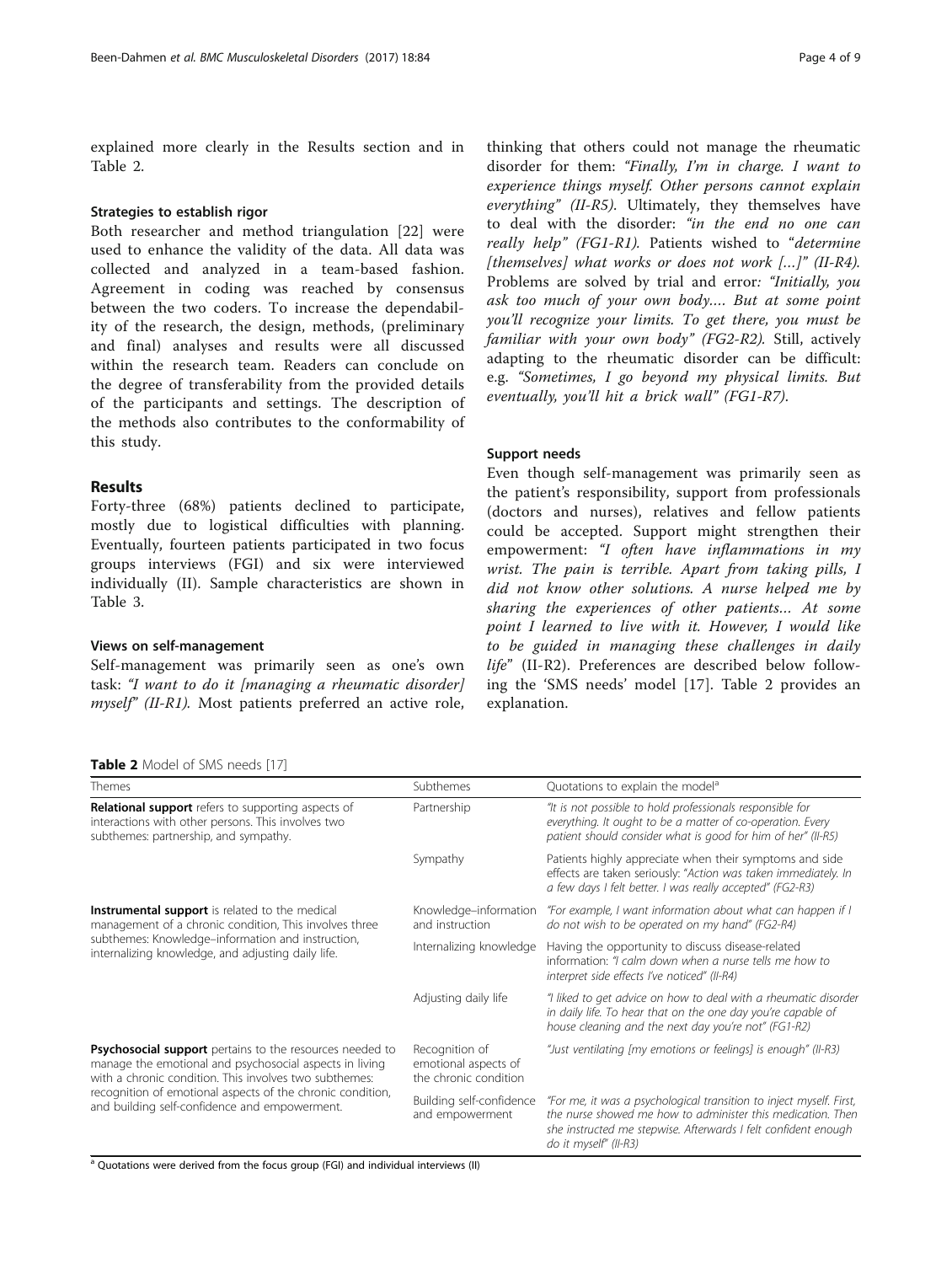explained more clearly in the Results section and in Table 2.

### Strategies to establish rigor

Both researcher and method triangulation [22] were used to enhance the validity of the data. All data was collected and analyzed in a team-based fashion. Agreement in coding was reached by consensus between the two coders. To increase the dependability of the research, the design, methods, (preliminary and final) analyses and results were all discussed within the research team. Readers can conclude on the degree of transferability from the provided details of the participants and settings. The description of the methods also contributes to the conformability of this study.

## Results

Forty-three (68%) patients declined to participate, mostly due to logistical difficulties with planning. Eventually, fourteen patients participated in two focus groups interviews (FGI) and six were interviewed individually (II). Sample characteristics are shown in Table 3.

### Views on self-management

Self-management was primarily seen as one's own task: *"I want to do it [managing a rheumatic disorder] myself" (II-R1).* Most patients preferred an active role, thinking that others could not manage the rheumatic disorder for them: *"Finally, I'm in charge. I want to experience things myself. Other persons cannot explain everything" (II-R5).* Ultimately, they themselves have to deal with the disorder: *"in the end no one can really help" (FG1-R1).* Patients wished to "*determine [themselves] what works or does not work […]" (II-R4).* Problems are solved by trial and error*: "Initially, you ask too much of your own body…. But at some point you'll recognize your limits. To get there, you must be familiar with your own body" (FG2-R2).* Still, actively adapting to the rheumatic disorder can be difficult: e.g. *"Sometimes, I go beyond my physical limits. But eventually, you'll hit a brick wall" (FG1-R7).*

### Support needs

Even though self-management was primarily seen as the patient's responsibility, support from professionals (doctors and nurses), relatives and fellow patients could be accepted. Support might strengthen their empowerment: *"I often have inflammations in my wrist. The pain is terrible. Apart from taking pills, I did not know other solutions. A nurse helped me by sharing the experiences of other patients… At some point I learned to live with it. However, I would like to be guided in managing these challenges in daily life"* (II-R2). Preferences are described below following the 'SMS needs' model [17]. Table 2 provides an explanation.

**Table 2** Model of SMS needs [17]

| Themes | Subthemes | Quotations to explain the model[a] |
|---|---|---|
| **Relational support** refers to supporting aspects of interactions with other persons. This involves two subthemes: partnership, and sympathy. | Partnership | *"It is not possible to hold professionals responsible for everything. It ought to be a matter of co-operation. Every patient should consider what is good for him of her" (II-R5)* |
| | Sympathy | Patients highly appreciate when their symptoms and side effects are taken seriously: *"Action was taken immediately. In a few days I felt better. I was really accepted" (FG2-R3)* |
| **Instrumental support** is related to the medical management of a chronic condition, This involves three subthemes: Knowledge–information and instruction, internalizing knowledge, and adjusting daily life. | Knowledge–information and instruction | *"For example, I want information about what can happen if I do not wish to be operated on my hand" (FG2-R4)* |
| | Internalizing knowledge | Having the opportunity to discuss disease-related information: *"I calm down when a nurse tells me how to interpret side effects I've noticed" (II-R4)* |
| | Adjusting daily life | *"I liked to get advice on how to deal with a rheumatic disorder in daily life. To hear that on the one day you're capable of house cleaning and the next day you're not" (FG1-R2)* |
| **Psychosocial support** pertains to the resources needed to manage the emotional and psychosocial aspects in living with a chronic condition. This involves two subthemes: recognition of emotional aspects of the chronic condition, and building self-confidence and empowerment. | Recognition of emotional aspects of the chronic condition | *"Just ventilating [my emotions or feelings] is enough" (II-R3)* |
| | Building self-confidence and empowerment | *"For me, it was a psychological transition to inject myself. First, the nurse showed me how to administer this medication. Then she instructed me stepwise. Afterwards I felt confident enough do it myself" (II-R3)* |

[a] Quotations were derived from the focus group (FGI) and individual interviews (II)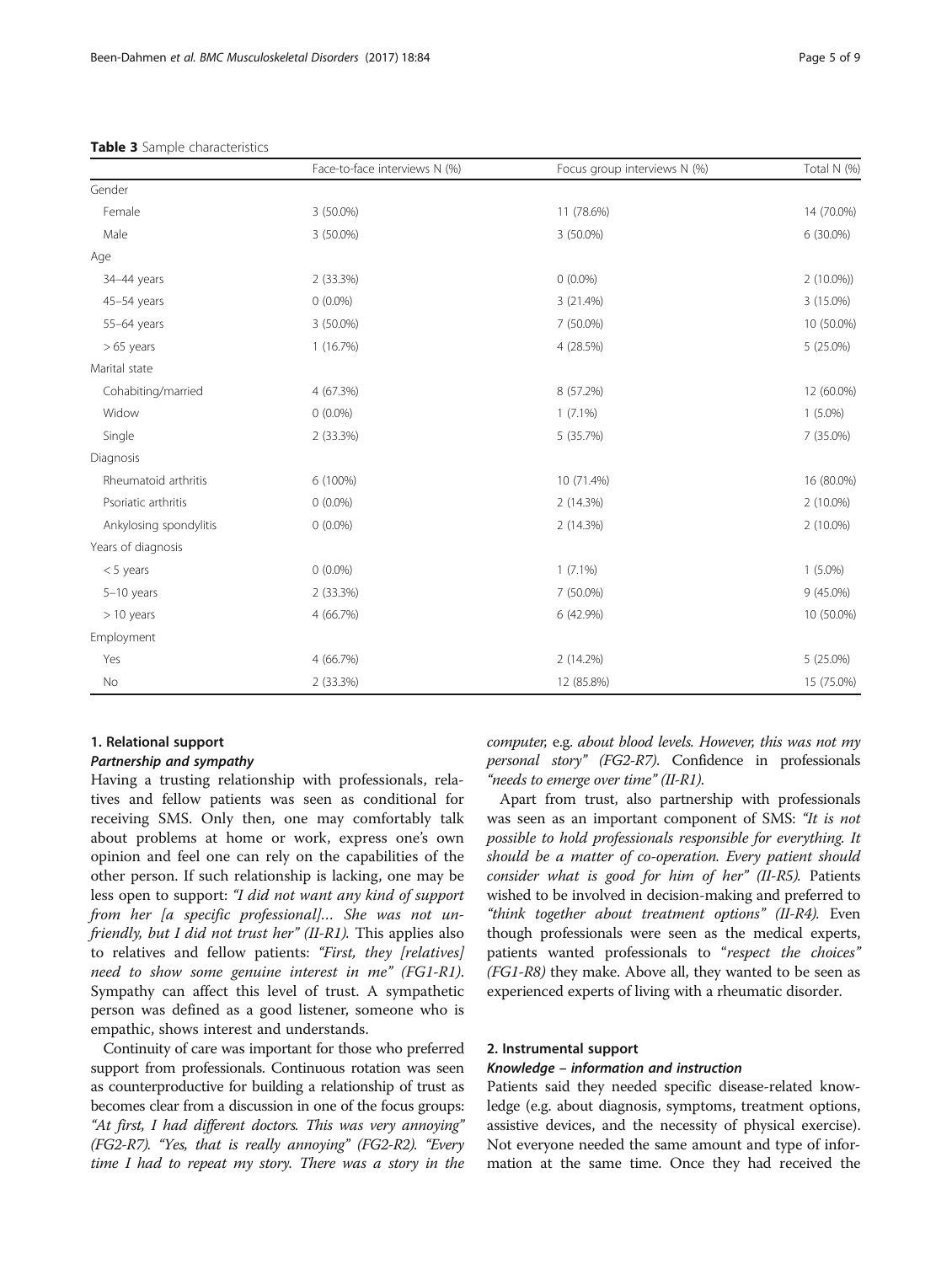**Table 3** Sample characteristics

| | Face-to-face interviews N (%) | Focus group interviews N (%) | Total N (%) |
|---|---|---|---|
| Gender | | | |
| Female | 3 (50.0%) | 11 (78.6%) | 14 (70.0%) |
| Male | 3 (50.0%) | 3 (50.0%) | 6 (30.0%) |
| Age | | | |
| 34–44 years | 2 (33.3%) | 0 (0.0%) | 2 (10.0%)) |
| 45–54 years | 0 (0.0%) | 3 (21.4%) | 3 (15.0%) |
| 55–64 years | 3 (50.0%) | 7 (50.0%) | 10 (50.0%) |
| > 65 years | 1 (16.7%) | 4 (28.5%) | 5 (25.0%) |
| Marital state | | | |
| Cohabiting/married | 4 (67.3%) | 8 (57.2%) | 12 (60.0%) |
| Widow | 0 (0.0%) | 1 (7.1%) | 1 (5.0%) |
| Single | 2 (33.3%) | 5 (35.7%) | 7 (35.0%) |
| Diagnosis | | | |
| Rheumatoid arthritis | 6 (100%) | 10 (71.4%) | 16 (80.0%) |
| Psoriatic arthritis | 0 (0.0%) | 2 (14.3%) | 2 (10.0%) |
| Ankylosing spondylitis | 0 (0.0%) | 2 (14.3%) | 2 (10.0%) |
| Years of diagnosis | | | |
| < 5 years | 0 (0.0%) | 1 (7.1%) | 1 (5.0%) |
| 5–10 years | 2 (33.3%) | 7 (50.0%) | 9 (45.0%) |
| > 10 years | 4 (66.7%) | 6 (42.9%) | 10 (50.0%) |
| Employment | | | |
| Yes | 4 (66.7%) | 2 (14.2%) | 5 (25.0%) |
| No | 2 (33.3%) | 12 (85.8%) | 15 (75.0%) |

### 1. Relational support

#### *Partnership and sympathy*

Having a trusting relationship with professionals, relatives and fellow patients was seen as conditional for receiving SMS. Only then, one may comfortably talk about problems at home or work, express one's own opinion and feel one can rely on the capabilities of the other person. If such relationship is lacking, one may be less open to support: *"I did not want any kind of support from her [a specific professional]… She was not unfriendly, but I did not trust her" (II-R1).* This applies also to relatives and fellow patients: *"First, they [relatives] need to show some genuine interest in me" (FG1-R1).* Sympathy can affect this level of trust. A sympathetic person was defined as a good listener, someone who is empathic, shows interest and understands.

Continuity of care was important for those who preferred support from professionals. Continuous rotation was seen as counterproductive for building a relationship of trust as becomes clear from a discussion in one of the focus groups: *"At first, I had different doctors. This was very annoying" (FG2-R7). "Yes, that is really annoying" (FG2-R2). "Every time I had to repeat my story. There was a story in the computer,* e.g. *about blood levels. However, this was not my personal story" (FG2-R7).* Confidence in professionals *"needs to emerge over time" (II-R1).*

Apart from trust, also partnership with professionals was seen as an important component of SMS: *"It is not possible to hold professionals responsible for everything. It should be a matter of co-operation. Every patient should consider what is good for him of her" (II-R5).* Patients wished to be involved in decision-making and preferred to *"think together about treatment options" (II-R4).* Even though professionals were seen as the medical experts, patients wanted professionals to "*respect the choices" (FG1-R8)* they make. Above all, they wanted to be seen as experienced experts of living with a rheumatic disorder.

### 2. Instrumental support

#### *Knowledge – information and instruction*

Patients said they needed specific disease-related knowledge (e.g. about diagnosis, symptoms, treatment options, assistive devices, and the necessity of physical exercise). Not everyone needed the same amount and type of information at the same time. Once they had received the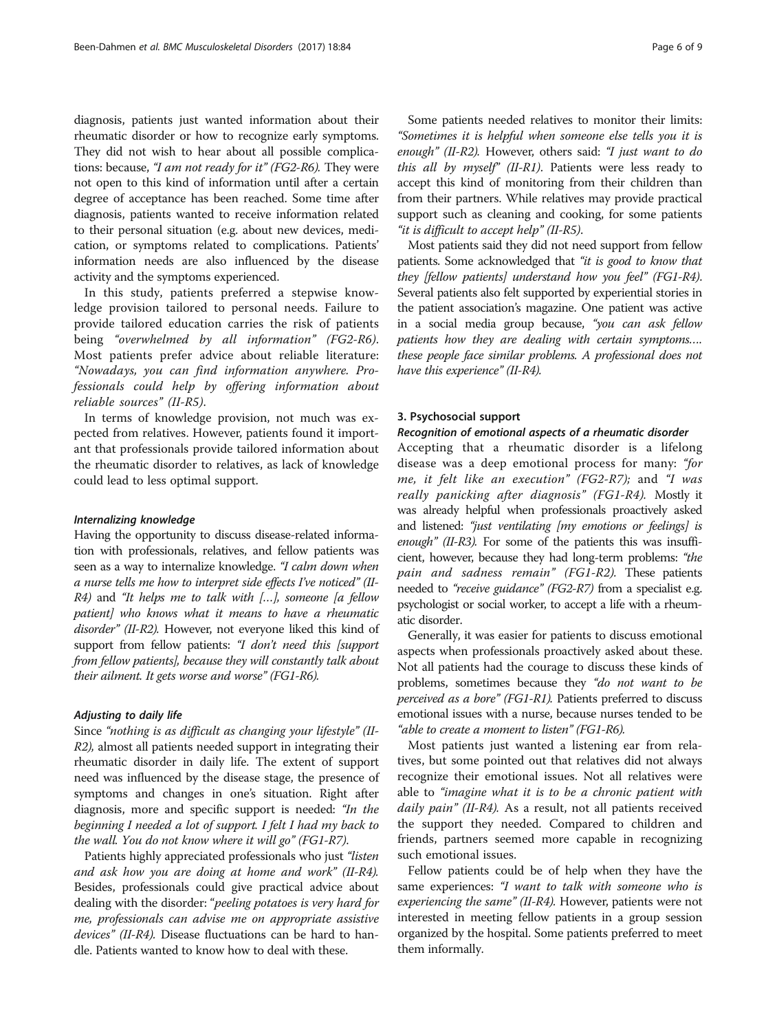diagnosis, patients just wanted information about their rheumatic disorder or how to recognize early symptoms. They did not wish to hear about all possible complications: because, *"I am not ready for it" (FG2-R6).* They were not open to this kind of information until after a certain degree of acceptance has been reached. Some time after diagnosis, patients wanted to receive information related to their personal situation (e.g. about new devices, medication, or symptoms related to complications. Patients' information needs are also influenced by the disease activity and the symptoms experienced.

In this study, patients preferred a stepwise knowledge provision tailored to personal needs. Failure to provide tailored education carries the risk of patients being *"overwhelmed by all information" (FG2-R6).* Most patients prefer advice about reliable literature: *"Nowadays, you can find information anywhere. Professionals could help by offering information about reliable sources" (II-R5).*

In terms of knowledge provision, not much was expected from relatives. However, patients found it important that professionals provide tailored information about the rheumatic disorder to relatives, as lack of knowledge could lead to less optimal support.

#### Internalizing knowledge

Having the opportunity to discuss disease-related information with professionals, relatives, and fellow patients was seen as a way to internalize knowledge. *"I calm down when a nurse tells me how to interpret side effects I've noticed" (II-R4)* and *"It helps me to talk with […], someone [a fellow patient] who knows what it means to have a rheumatic disorder" (II-R2).* However, not everyone liked this kind of support from fellow patients: *"I don't need this [support from fellow patients], because they will constantly talk about their ailment. It gets worse and worse" (FG1-R6).*

#### Adjusting to daily life

Since *"nothing is as difficult as changing your lifestyle" (II-R2),* almost all patients needed support in integrating their rheumatic disorder in daily life. The extent of support need was influenced by the disease stage, the presence of symptoms and changes in one's situation. Right after diagnosis, more and specific support is needed: *"In the beginning I needed a lot of support. I felt I had my back to the wall. You do not know where it will go" (FG1-R7).*

Patients highly appreciated professionals who just *"listen and ask how you are doing at home and work" (II-R4).* Besides, professionals could give practical advice about dealing with the disorder: *"peeling potatoes is very hard for me, professionals can advise me on appropriate assistive devices" (II-R4).* Disease fluctuations can be hard to handle. Patients wanted to know how to deal with these.

Some patients needed relatives to monitor their limits: *"Sometimes it is helpful when someone else tells you it is enough" (II-R2).* However, others said: *"I just want to do this all by myself" (II-R1).* Patients were less ready to accept this kind of monitoring from their children than from their partners. While relatives may provide practical support such as cleaning and cooking, for some patients *"it is difficult to accept help" (II-R5).*

Most patients said they did not need support from fellow patients. Some acknowledged that *"it is good to know that they [fellow patients] understand how you feel" (FG1-R4).* Several patients also felt supported by experiential stories in the patient association's magazine. One patient was active in a social media group because, *"you can ask fellow patients how they are dealing with certain symptoms…. these people face similar problems. A professional does not have this experience" (II-R4).*

### 3. Psychosocial support

#### Recognition of emotional aspects of a rheumatic disorder

Accepting that a rheumatic disorder is a lifelong disease was a deep emotional process for many: *"for me, it felt like an execution" (FG2-R7);* and *"I was really panicking after diagnosis" (FG1-R4).* Mostly it was already helpful when professionals proactively asked and listened: *"just ventilating [my emotions or feelings] is enough" (II-R3).* For some of the patients this was insufficient, however, because they had long-term problems: *"the pain and sadness remain" (FG1-R2).* These patients needed to *"receive guidance" (FG2-R7)* from a specialist e.g. psychologist or social worker, to accept a life with a rheumatic disorder.

Generally, it was easier for patients to discuss emotional aspects when professionals proactively asked about these. Not all patients had the courage to discuss these kinds of problems, sometimes because they *"do not want to be perceived as a bore" (FG1-R1).* Patients preferred to discuss emotional issues with a nurse, because nurses tended to be *"able to create a moment to listen" (FG1-R6).*

Most patients just wanted a listening ear from relatives, but some pointed out that relatives did not always recognize their emotional issues. Not all relatives were able to *"imagine what it is to be a chronic patient with daily pain" (II-R4).* As a result, not all patients received the support they needed. Compared to children and friends, partners seemed more capable in recognizing such emotional issues.

Fellow patients could be of help when they have the same experiences: *"I want to talk with someone who is experiencing the same" (II-R4).* However, patients were not interested in meeting fellow patients in a group session organized by the hospital. Some patients preferred to meet them informally.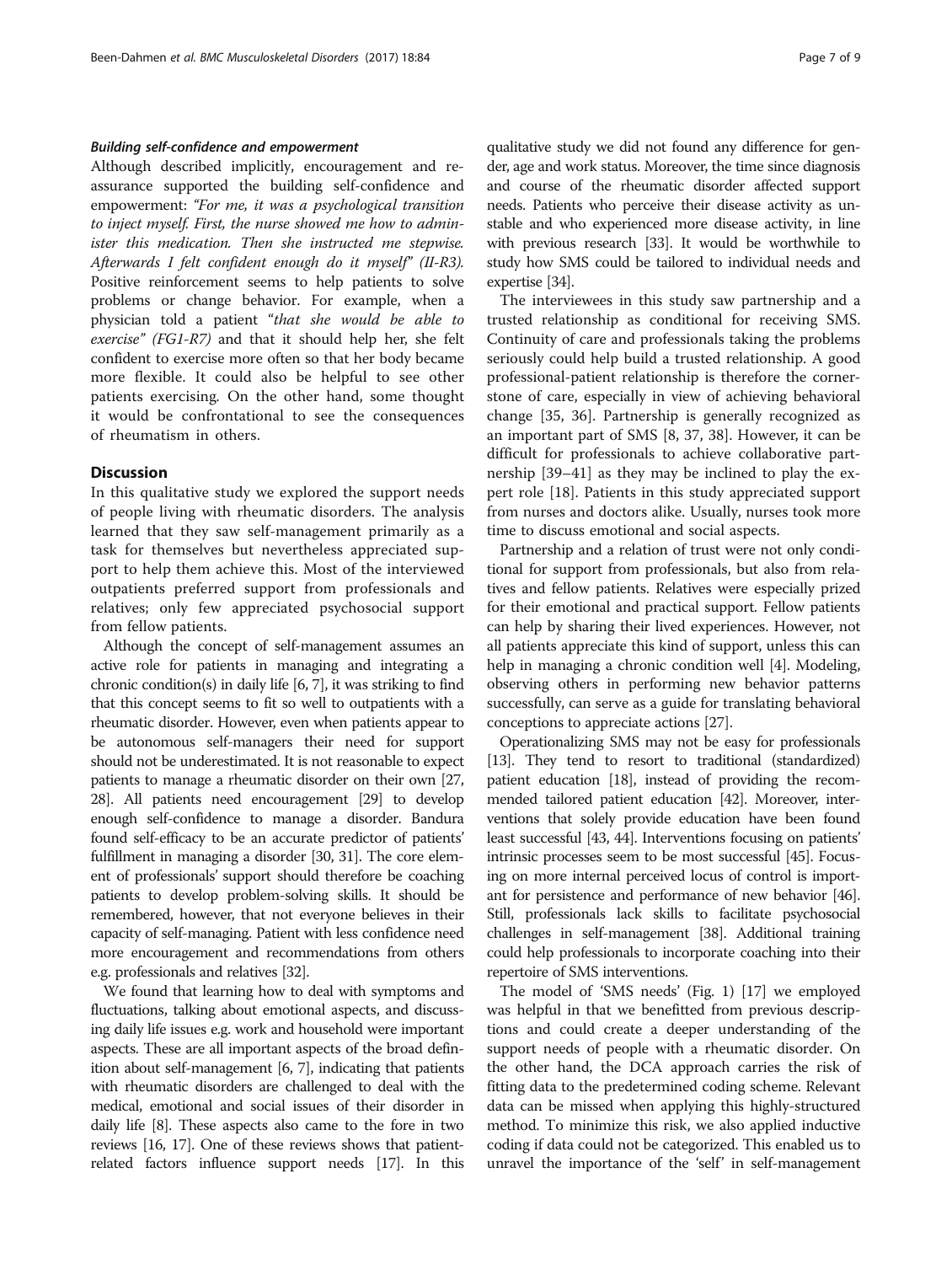#### Building self-confidence and empowerment

Although described implicitly, encouragement and reassurance supported the building self-confidence and empowerment: *"For me, it was a psychological transition to inject myself. First, the nurse showed me how to administer this medication. Then she instructed me stepwise. Afterwards I felt confident enough do it myself" (II-R3).* Positive reinforcement seems to help patients to solve problems or change behavior. For example, when a physician told a patient *"that she would be able to exercise" (FG1-R7)* and that it should help her, she felt confident to exercise more often so that her body became more flexible. It could also be helpful to see other patients exercising. On the other hand, some thought it would be confrontational to see the consequences of rheumatism in others.

## Discussion

In this qualitative study we explored the support needs of people living with rheumatic disorders. The analysis learned that they saw self-management primarily as a task for themselves but nevertheless appreciated support to help them achieve this. Most of the interviewed outpatients preferred support from professionals and relatives; only few appreciated psychosocial support from fellow patients.

Although the concept of self-management assumes an active role for patients in managing and integrating a chronic condition(s) in daily life [6, 7], it was striking to find that this concept seems to fit so well to outpatients with a rheumatic disorder. However, even when patients appear to be autonomous self-managers their need for support should not be underestimated. It is not reasonable to expect patients to manage a rheumatic disorder on their own [27, 28]. All patients need encouragement [29] to develop enough self-confidence to manage a disorder. Bandura found self-efficacy to be an accurate predictor of patients' fulfillment in managing a disorder [30, 31]. The core element of professionals' support should therefore be coaching patients to develop problem-solving skills. It should be remembered, however, that not everyone believes in their capacity of self-managing. Patient with less confidence need more encouragement and recommendations from others e.g. professionals and relatives [32].

We found that learning how to deal with symptoms and fluctuations, talking about emotional aspects, and discussing daily life issues e.g. work and household were important aspects. These are all important aspects of the broad definition about self-management [6, 7], indicating that patients with rheumatic disorders are challenged to deal with the medical, emotional and social issues of their disorder in daily life [8]. These aspects also came to the fore in two reviews [16, 17]. One of these reviews shows that patient-related factors influence support needs [17]. In this qualitative study we did not found any difference for gender, age and work status. Moreover, the time since diagnosis and course of the rheumatic disorder affected support needs. Patients who perceive their disease activity as unstable and who experienced more disease activity, in line with previous research [33]. It would be worthwhile to study how SMS could be tailored to individual needs and expertise [34].

The interviewees in this study saw partnership and a trusted relationship as conditional for receiving SMS. Continuity of care and professionals taking the problems seriously could help build a trusted relationship. A good professional-patient relationship is therefore the cornerstone of care, especially in view of achieving behavioral change [35, 36]. Partnership is generally recognized as an important part of SMS [8, 37, 38]. However, it can be difficult for professionals to achieve collaborative partnership [39–41] as they may be inclined to play the expert role [18]. Patients in this study appreciated support from nurses and doctors alike. Usually, nurses took more time to discuss emotional and social aspects.

Partnership and a relation of trust were not only conditional for support from professionals, but also from relatives and fellow patients. Relatives were especially prized for their emotional and practical support. Fellow patients can help by sharing their lived experiences. However, not all patients appreciate this kind of support, unless this can help in managing a chronic condition well [4]. Modeling, observing others in performing new behavior patterns successfully, can serve as a guide for translating behavioral conceptions to appreciate actions [27].

Operationalizing SMS may not be easy for professionals [13]. They tend to resort to traditional (standardized) patient education [18], instead of providing the recommended tailored patient education [42]. Moreover, interventions that solely provide education have been found least successful [43, 44]. Interventions focusing on patients' intrinsic processes seem to be most successful [45]. Focusing on more internal perceived locus of control is important for persistence and performance of new behavior [46]. Still, professionals lack skills to facilitate psychosocial challenges in self-management [38]. Additional training could help professionals to incorporate coaching into their repertoire of SMS interventions.

The model of 'SMS needs' (Fig. 1) [17] we employed was helpful in that we benefitted from previous descriptions and could create a deeper understanding of the support needs of people with a rheumatic disorder. On the other hand, the DCA approach carries the risk of fitting data to the predetermined coding scheme. Relevant data can be missed when applying this highly-structured method. To minimize this risk, we also applied inductive coding if data could not be categorized. This enabled us to unravel the importance of the 'self' in self-management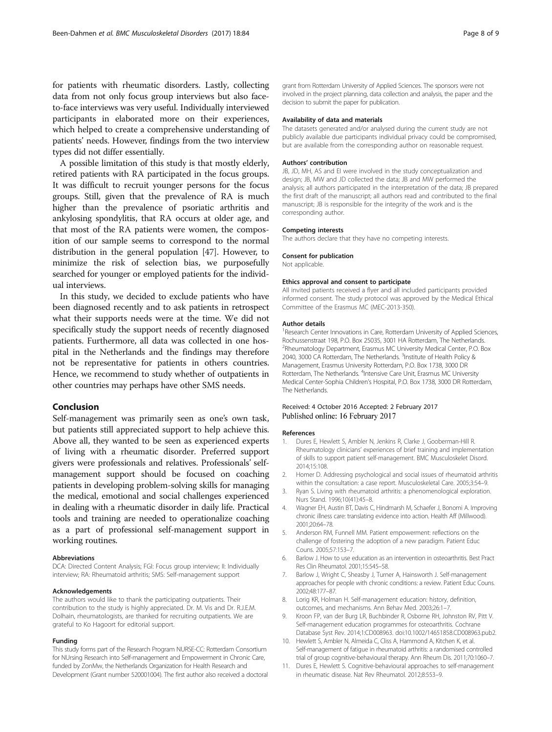for patients with rheumatic disorders. Lastly, collecting data from not only focus group interviews but also face-to-face interviews was very useful. Individually interviewed participants in elaborated more on their experiences, which helped to create a comprehensive understanding of patients' needs. However, findings from the two interview types did not differ essentially.

A possible limitation of this study is that mostly elderly, retired patients with RA participated in the focus groups. It was difficult to recruit younger persons for the focus groups. Still, given that the prevalence of RA is much higher than the prevalence of psoriatic arthritis and ankylosing spondylitis, that RA occurs at older age, and that most of the RA patients were women, the composition of our sample seems to correspond to the normal distribution in the general population [47]. However, to minimize the risk of selection bias, we purposefully searched for younger or employed patients for the individual interviews.

In this study, we decided to exclude patients who have been diagnosed recently and to ask patients in retrospect what their supports needs were at the time. We did not specifically study the support needs of recently diagnosed patients. Furthermore, all data was collected in one hospital in the Netherlands and the findings may therefore not be representative for patients in others countries. Hence, we recommend to study whether of outpatients in other countries may perhaps have other SMS needs.

## Conclusion

Self-management was primarily seen as one's own task, but patients still appreciated support to help achieve this. Above all, they wanted to be seen as experienced experts of living with a rheumatic disorder. Preferred support givers were professionals and relatives. Professionals' self-management support should be focused on coaching patients in developing problem-solving skills for managing the medical, emotional and social challenges experienced in dealing with a rheumatic disorder in daily life. Practical tools and training are needed to operationalize coaching as a part of professional self-management support in working routines.

### Abbreviations

DCA: Directed Content Analysis; FGI: Focus group interview; II: Individually interview; RA: Rheumatoid arthritis; SMS: Self-management support

### Acknowledgements

The authors would like to thank the participating outpatients. Their contribution to the study is highly appreciated. Dr. M. Vis and Dr. R.J.E.M. Dolhain, rheumatologists, are thanked for recruiting outpatients. We are grateful to Ko Hagoort for editorial support.

### Funding

This study forms part of the Research Program NURSE-CC: Rotterdam Consortium for NUrsing Research into Self-management and Empowerment in Chronic Care, funded by ZonMw, the Netherlands Organization for Health Research and Development (Grant number 520001004). The first author also received a doctoral grant from Rotterdam University of Applied Sciences. The sponsors were not involved in the project planning, data collection and analysis, the paper and the decision to submit the paper for publication.

### Availability of data and materials

The datasets generated and/or analysed during the current study are not publicly available due participants individual privacy could be compromised, but are available from the corresponding author on reasonable request.

### Authors' contribution

JB, JD, MH, AS and EI were involved in the study conceptualization and design; JB, MW and JD collected the data; JB and MW performed the analysis; all authors participated in the interpretation of the data; JB prepared the first draft of the manuscript; all authors read and contributed to the final manuscript; JB is responsible for the integrity of the work and is the corresponding author.

### Competing interests

The authors declare that they have no competing interests.

### Consent for publication

Not applicable.

### Ethics approval and consent to participate

All invited patients received a flyer and all included participants provided informed consent. The study protocol was approved by the Medical Ethical Committee of the Erasmus MC (MEC-2013-350).

### Author details

[1]Research Center Innovations in Care, Rotterdam University of Applied Sciences, Rochussenstraat 198, P.O. Box 25035, 3001 HA Rotterdam, The Netherlands. [2]Rheumatology Department, Erasmus MC University Medical Center, P.O. Box 2040, 3000 CA Rotterdam, The Netherlands. [3]Institute of Health Policy & Management, Erasmus University Rotterdam, P.O. Box 1738, 3000 DR Rotterdam, The Netherlands. [4]Intensive Care Unit, Erasmus MC University Medical Center-Sophia Children's Hospital, P.O. Box 1738, 3000 DR Rotterdam, The Netherlands.

Received: 4 October 2016 Accepted: 2 February 2017
Published online: 16 February 2017

### References

1. Dures E, Hewlett S, Ambler N, Jenkins R, Clarke J, Gooberman-Hill R. Rheumatology clinicians' experiences of brief training and implementation of skills to support patient self-management. BMC Musculoskelet Disord. 2014;15:108.
2. Homer D. Addressing psychological and social issues of rheumatoid arthritis within the consultation: a case report. Musculoskeletal Care. 2005;3:54–9.
3. Ryan S. Living with rheumatoid arthritis: a phenomenological exploration. Nurs Stand. 1996;10(41):45–8.
4. Wagner EH, Austin BT, Davis C, Hindmarsh M, Schaefer J, Bonomi A. Improving chronic illness care: translating evidence into action. Health Aff (Millwood). 2001;20:64–78.
5. Anderson RM, Funnell MM. Patient empowerment: reflections on the challenge of fostering the adoption of a new paradigm. Patient Educ Couns. 2005;57:153–7.
6. Barlow J. How to use education as an intervention in osteoarthritis. Best Pract Res Clin Rheumatol. 2001;15:545–58.
7. Barlow J, Wright C, Sheasby J, Turner A, Hainsworth J. Self-management approaches for people with chronic conditions: a review. Patient Educ Couns. 2002;48:177–87.
8. Lorig KR, Holman H. Self-management education: history, definition, outcomes, and mechanisms. Ann Behav Med. 2003;26:1–7.
9. Kroon FP, van der Burg LR, Buchbinder R, Osborne RH, Johnston RV, Pitt V. Self-management education programmes for osteoarthritis. Cochrane Database Syst Rev. 2014;1:CD008963. doi:10.1002/14651858.CD008963.pub2.
10. Hewlett S, Ambler N, Almeida C, Cliss A, Hammond A, Kitchen K, et al. Self-management of fatigue in rheumatoid arthritis: a randomised controlled trial of group cognitive-behavioural therapy. Ann Rheum Dis. 2011;70:1060–7.
11. Dures E, Hewlett S. Cognitive-behavioural approaches to self-management in rheumatic disease. Nat Rev Rheumatol. 2012;8:553–9.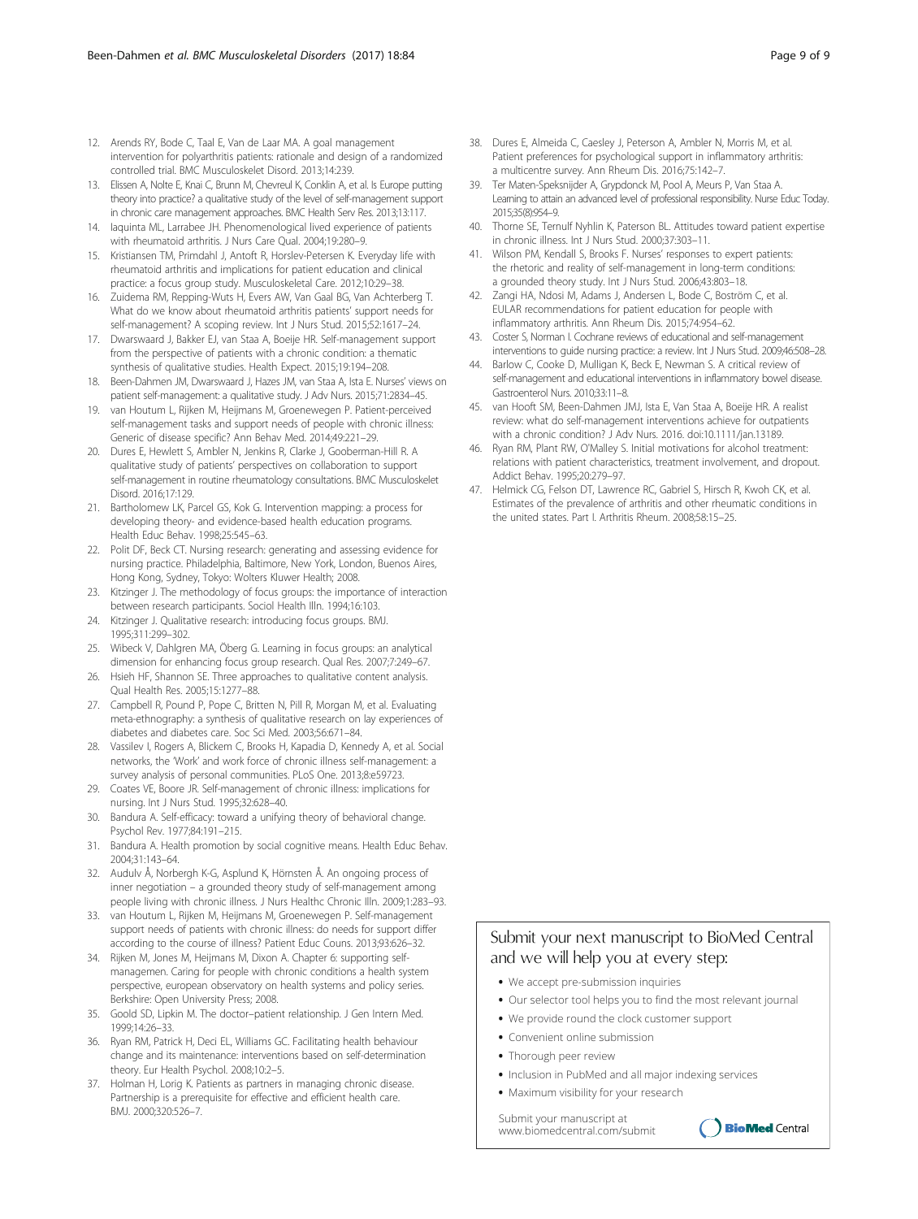12. Arends RY, Bode C, Taal E, Van de Laar MA. A goal management intervention for polyarthritis patients: rationale and design of a randomized controlled trial. BMC Musculoskelet Disord. 2013;14:239.
13. Elissen A, Nolte E, Knai C, Brunn M, Chevreul K, Conklin A, et al. Is Europe putting theory into practice? a qualitative study of the level of self-management support in chronic care management approaches. BMC Health Serv Res. 2013;13:117.
14. Iaquinta ML, Larrabee JH. Phenomenological lived experience of patients with rheumatoid arthritis. J Nurs Care Qual. 2004;19:280–9.
15. Kristiansen TM, Primdahl J, Antoft R, Horslev-Petersen K. Everyday life with rheumatoid arthritis and implications for patient education and clinical practice: a focus group study. Musculoskeletal Care. 2012;10:29–38.
16. Zuidema RM, Repping-Wuts H, Evers AW, Van Gaal BG, Van Achterberg T. What do we know about rheumatoid arthritis patients' support needs for self-management? A scoping review. Int J Nurs Stud. 2015;52:1617–24.
17. Dwarswaard J, Bakker EJ, van Staa A, Boeije HR. Self-management support from the perspective of patients with a chronic condition: a thematic synthesis of qualitative studies. Health Expect. 2015;19:194–208.
18. Been-Dahmen JM, Dwarswaard J, Hazes JM, van Staa A, Ista E. Nurses' views on patient self-management: a qualitative study. J Adv Nurs. 2015;71:2834–45.
19. van Houtum L, Rijken M, Heijmans M, Groenewegen P. Patient-perceived self-management tasks and support needs of people with chronic illness: Generic of disease specific? Ann Behav Med. 2014;49:221–29.
20. Dures E, Hewlett S, Ambler N, Jenkins R, Clarke J, Gooberman-Hill R. A qualitative study of patients' perspectives on collaboration to support self-management in routine rheumatology consultations. BMC Musculoskelet Disord. 2016;17:129.
21. Bartholomew LK, Parcel GS, Kok G. Intervention mapping: a process for developing theory- and evidence-based health education programs. Health Educ Behav. 1998;25:545–63.
22. Polit DF, Beck CT. Nursing research: generating and assessing evidence for nursing practice. Philadelphia, Baltimore, New York, London, Buenos Aires, Hong Kong, Sydney, Tokyo: Wolters Kluwer Health; 2008.
23. Kitzinger J. The methodology of focus groups: the importance of interaction between research participants. Sociol Health Illn. 1994;16:103.
24. Kitzinger J. Qualitative research: introducing focus groups. BMJ. 1995;311:299–302.
25. Wibeck V, Dahlgren MA, Öberg G. Learning in focus groups: an analytical dimension for enhancing focus group research. Qual Res. 2007;7:249–67.
26. Hsieh HF, Shannon SE. Three approaches to qualitative content analysis. Qual Health Res. 2005;15:1277–88.
27. Campbell R, Pound P, Pope C, Britten N, Pill R, Morgan M, et al. Evaluating meta-ethnography: a synthesis of qualitative research on lay experiences of diabetes and diabetes care. Soc Sci Med. 2003;56:671–84.
28. Vassilev I, Rogers A, Blickem C, Brooks H, Kapadia D, Kennedy A, et al. Social networks, the 'Work' and work force of chronic illness self-management: a survey analysis of personal communities. PLoS One. 2013;8:e59723.
29. Coates VE, Boore JR. Self-management of chronic illness: implications for nursing. Int J Nurs Stud. 1995;32:628–40.
30. Bandura A. Self-efficacy: toward a unifying theory of behavioral change. Psychol Rev. 1977;84:191–215.
31. Bandura A. Health promotion by social cognitive means. Health Educ Behav. 2004;31:143–64.
32. Audulv Å, Norbergh K-G, Asplund K, Hörnsten Å. An ongoing process of inner negotiation – a grounded theory study of self-management among people living with chronic illness. J Nurs Healthc Chronic Illn. 2009;1:283–93.
33. van Houtum L, Rijken M, Heijmans M, Groenewegen P. Self-management support needs of patients with chronic illness: do needs for support differ according to the course of illness? Patient Educ Couns. 2013;93:626–32.
34. Rijken M, Jones M, Heijmans M, Dixon A. Chapter 6: supporting self-managemen. Caring for people with chronic conditions a health system perspective, european observatory on health systems and policy series. Berkshire: Open University Press; 2008.
35. Goold SD, Lipkin M. The doctor–patient relationship. J Gen Intern Med. 1999;14:26–33.
36. Ryan RM, Patrick H, Deci EL, Williams GC. Facilitating health behaviour change and its maintenance: interventions based on self-determination theory. Eur Health Psychol. 2008;10:2–5.
37. Holman H, Lorig K. Patients as partners in managing chronic disease. Partnership is a prerequisite for effective and efficient health care. BMJ. 2000;320:526–7.
38. Dures E, Almeida C, Caesley J, Peterson A, Ambler N, Morris M, et al. Patient preferences for psychological support in inflammatory arthritis: a multicentre survey. Ann Rheum Dis. 2016;75:142–7.
39. Ter Maten-Speksnijder A, Grypdonck M, Pool A, Meurs P, Van Staa A. Learning to attain an advanced level of professional responsibility. Nurse Educ Today. 2015;35(8):954–9.
40. Thorne SE, Ternulf Nyhlin K, Paterson BL. Attitudes toward patient expertise in chronic illness. Int J Nurs Stud. 2000;37:303–11.
41. Wilson PM, Kendall S, Brooks F. Nurses' responses to expert patients: the rhetoric and reality of self-management in long-term conditions: a grounded theory study. Int J Nurs Stud. 2006;43:803–18.
42. Zangi HA, Ndosi M, Adams J, Andersen L, Bode C, Boström C, et al. EULAR recommendations for patient education for people with inflammatory arthritis. Ann Rheum Dis. 2015;74:954–62.
43. Coster S, Norman I. Cochrane reviews of educational and self-management interventions to guide nursing practice: a review. Int J Nurs Stud. 2009;46:508–28.
44. Barlow C, Cooke D, Mulligan K, Beck E, Newman S. A critical review of self-management and educational interventions in inflammatory bowel disease. Gastroenterol Nurs. 2010;33:11–8.
45. van Hooft SM, Been-Dahmen JMJ, Ista E, Van Staa A, Boeije HR. A realist review: what do self-management interventions achieve for outpatients with a chronic condition? J Adv Nurs. 2016. doi:10.1111/jan.13189.
46. Ryan RM, Plant RW, O'Malley S. Initial motivations for alcohol treatment: relations with patient characteristics, treatment involvement, and dropout. Addict Behav. 1995;20:279–97.
47. Helmick CG, Felson DT, Lawrence RC, Gabriel S, Hirsch R, Kwoh CK, et al. Estimates of the prevalence of arthritis and other rheumatic conditions in the united states. Part I. Arthritis Rheum. 2008;58:15–25.

Submit your next manuscript to BioMed Central and we will help you at every step:

- We accept pre-submission inquiries
- Our selector tool helps you to find the most relevant journal
- We provide round the clock customer support
- Convenient online submission
- Thorough peer review
- Inclusion in PubMed and all major indexing services
- Maximum visibility for your research

Submit your manuscript at
www.biomedcentral.com/submit